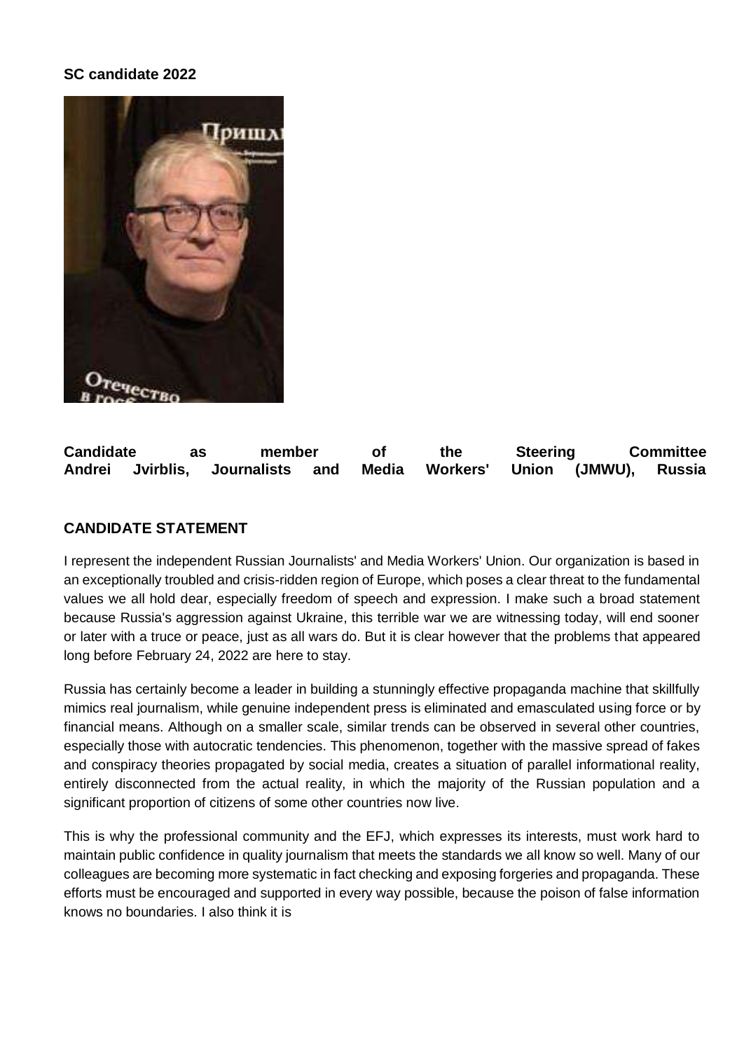**SC candidate 2022**

**Candidate as member of the Steering Committee**
**Andrei Jvirblis, Journalists and Media Workers' Union (JMWU), Russia**

## CANDIDATE STATEMENT

I represent the independent Russian Journalists' and Media Workers' Union. Our organization is based in an exceptionally troubled and crisis-ridden region of Europe, which poses a clear threat to the fundamental values we all hold dear, especially freedom of speech and expression. I make such a broad statement because Russia's aggression against Ukraine, this terrible war we are witnessing today, will end sooner or later with a truce or peace, just as all wars do. But it is clear however that the problems that appeared long before February 24, 2022 are here to stay.

Russia has certainly become a leader in building a stunningly effective propaganda machine that skillfully mimics real journalism, while genuine independent press is eliminated and emasculated using force or by financial means. Although on a smaller scale, similar trends can be observed in several other countries, especially those with autocratic tendencies. This phenomenon, together with the massive spread of fakes and conspiracy theories propagated by social media, creates a situation of parallel informational reality, entirely disconnected from the actual reality, in which the majority of the Russian population and a significant proportion of citizens of some other countries now live.

This is why the professional community and the EFJ, which expresses its interests, must work hard to maintain public confidence in quality journalism that meets the standards we all know so well. Many of our colleagues are becoming more systematic in fact checking and exposing forgeries and propaganda. These efforts must be encouraged and supported in every way possible, because the poison of false information knows no boundaries. I also think it is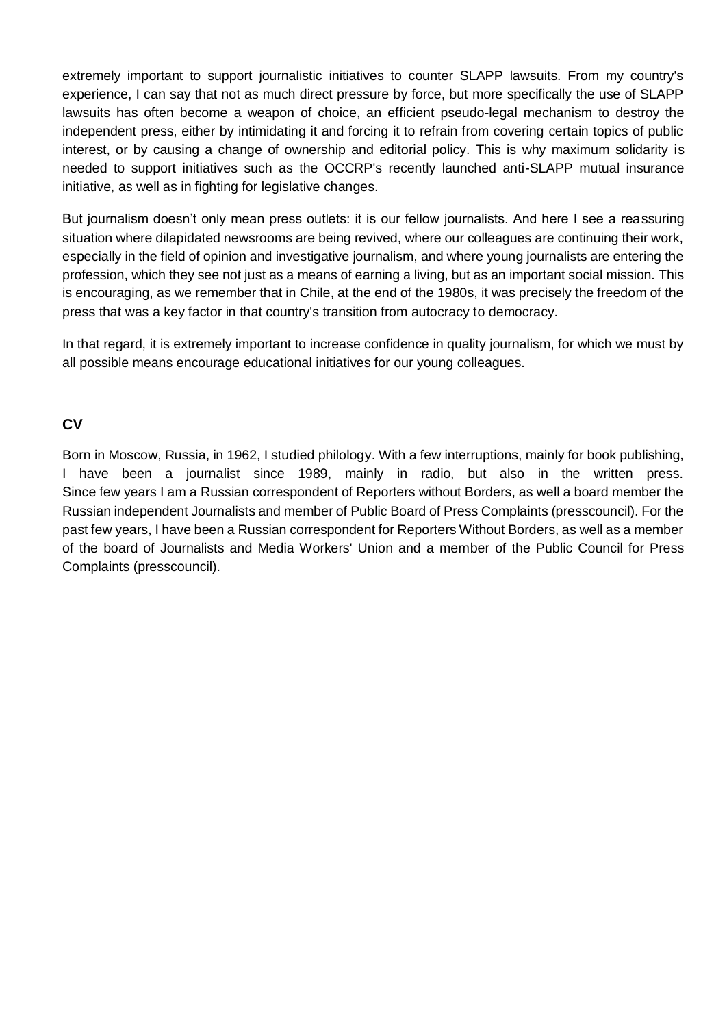extremely important to support journalistic initiatives to counter SLAPP lawsuits. From my country's experience, I can say that not as much direct pressure by force, but more specifically the use of SLAPP lawsuits has often become a weapon of choice, an efficient pseudo-legal mechanism to destroy the independent press, either by intimidating it and forcing it to refrain from covering certain topics of public interest, or by causing a change of ownership and editorial policy. This is why maximum solidarity is needed to support initiatives such as the OCCRP's recently launched anti-SLAPP mutual insurance initiative, as well as in fighting for legislative changes.

But journalism doesn't only mean press outlets: it is our fellow journalists. And here I see a reassuring situation where dilapidated newsrooms are being revived, where our colleagues are continuing their work, especially in the field of opinion and investigative journalism, and where young journalists are entering the profession, which they see not just as a means of earning a living, but as an important social mission. This is encouraging, as we remember that in Chile, at the end of the 1980s, it was precisely the freedom of the press that was a key factor in that country's transition from autocracy to democracy.

In that regard, it is extremely important to increase confidence in quality journalism, for which we must by all possible means encourage educational initiatives for our young colleagues.

## CV

Born in Moscow, Russia, in 1962, I studied philology. With a few interruptions, mainly for book publishing, I have been a journalist since 1989, mainly in radio, but also in the written press. Since few years I am a Russian correspondent of Reporters without Borders, as well a board member the Russian independent Journalists and member of Public Board of Press Complaints (presscouncil). For the past few years, I have been a Russian correspondent for Reporters Without Borders, as well as a member of the board of Journalists and Media Workers' Union and a member of the Public Council for Press Complaints (presscouncil).